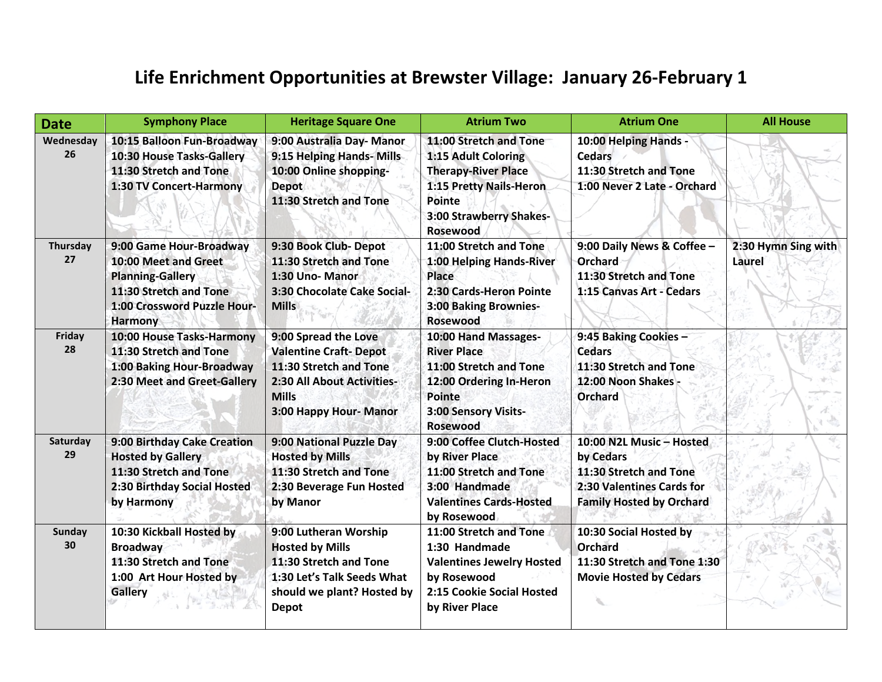# Life Enrichment Opportunities at Brewster Village: January 26-February 1

| Date | Symphony Place | Heritage Square One | Atrium Two | Atrium One | All House |
|---|---|---|---|---|---|
| Wednesday 26 | 10:15 Balloon Fun-Broadway<br>10:30 House Tasks-Gallery<br>11:30 Stretch and Tone<br>1:30 TV Concert-Harmony | 9:00 Australia Day- Manor<br>9:15 Helping Hands- Mills<br>10:00 Online shopping-Depot<br>11:30 Stretch and Tone | 11:00 Stretch and Tone<br>1:15 Adult Coloring Therapy-River Place<br>1:15 Pretty Nails-Heron Pointe<br>3:00 Strawberry Shakes-Rosewood | 10:00 Helping Hands - Cedars<br>11:30 Stretch and Tone<br>1:00 Never 2 Late - Orchard | |
| Thursday 27 | 9:00 Game Hour-Broadway<br>10:00 Meet and Greet Planning-Gallery<br>11:30 Stretch and Tone<br>1:00 Crossword Puzzle Hour-Harmony | 9:30 Book Club- Depot<br>11:30 Stretch and Tone<br>1:30 Uno- Manor<br>3:30 Chocolate Cake Social-Mills | 11:00 Stretch and Tone<br>1:00 Helping Hands-River Place<br>2:30 Cards-Heron Pointe<br>3:00 Baking Brownies-Rosewood | 9:00 Daily News & Coffee – Orchard<br>11:30 Stretch and Tone<br>1:15 Canvas Art - Cedars | 2:30 Hymn Sing with Laurel |
| Friday 28 | 10:00 House Tasks-Harmony<br>11:30 Stretch and Tone<br>1:00 Baking Hour-Broadway<br>2:30 Meet and Greet-Gallery | 9:00 Spread the Love Valentine Craft- Depot<br>11:30 Stretch and Tone<br>2:30 All About Activities-Mills<br>3:00 Happy Hour- Manor | 10:00 Hand Massages-River Place<br>11:00 Stretch and Tone<br>12:00 Ordering In-Heron Pointe<br>3:00 Sensory Visits-Rosewood | 9:45 Baking Cookies – Cedars<br>11:30 Stretch and Tone<br>12:00 Noon Shakes - Orchard | |
| Saturday 29 | 9:00 Birthday Cake Creation Hosted by Gallery<br>11:30 Stretch and Tone<br>2:30 Birthday Social Hosted by Harmony | 9:00 National Puzzle Day Hosted by Mills<br>11:30 Stretch and Tone<br>2:30 Beverage Fun Hosted by Manor | 9:00 Coffee Clutch-Hosted by River Place<br>11:00 Stretch and Tone<br>3:00 Handmade Valentines Cards-Hosted by Rosewood | 10:00 N2L Music – Hosted by Cedars<br>11:30 Stretch and Tone<br>2:30 Valentines Cards for Family Hosted by Orchard | |
| Sunday 30 | 10:30 Kickball Hosted by Broadway<br>11:30 Stretch and Tone<br>1:00 Art Hour Hosted by Gallery | 9:00 Lutheran Worship Hosted by Mills<br>11:30 Stretch and Tone<br>1:30 Let's Talk Seeds What should we plant? Hosted by Depot | 11:00 Stretch and Tone<br>1:30 Handmade Valentines Jewelry Hosted by Rosewood<br>2:15 Cookie Social Hosted by River Place | 10:30 Social Hosted by Orchard<br>11:30 Stretch and Tone 1:30 Movie Hosted by Cedars | |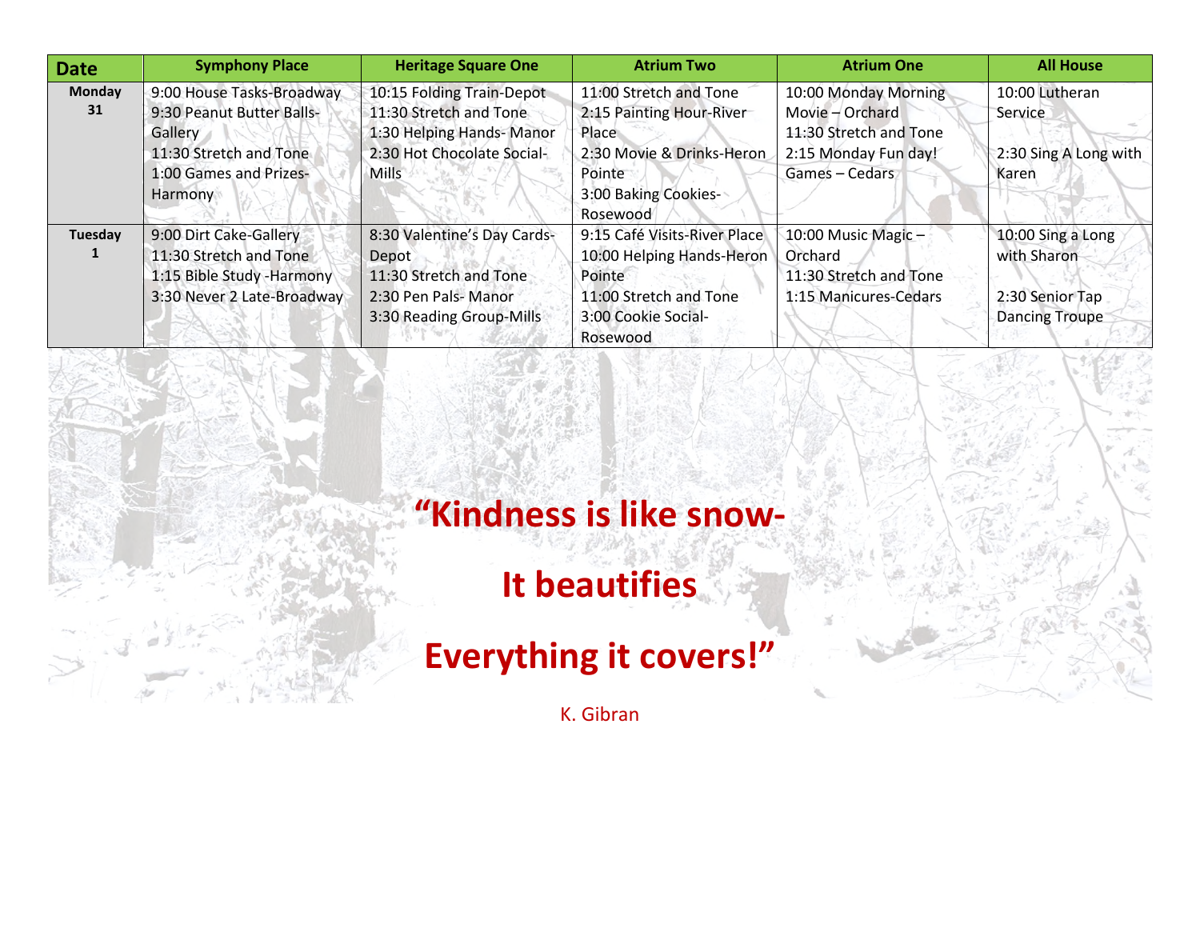| Date | Symphony Place | Heritage Square One | Atrium Two | Atrium One | All House |
|---|---|---|---|---|---|
| **Monday 31** | 9:00 House Tasks-Broadway<br>9:30 Peanut Butter Balls-Gallery<br>11:30 Stretch and Tone<br>1:00 Games and Prizes-Harmony | 10:15 Folding Train-Depot<br>11:30 Stretch and Tone<br>1:30 Helping Hands- Manor<br>2:30 Hot Chocolate Social-Mills | 11:00 Stretch and Tone<br>2:15 Painting Hour-River Place<br>2:30 Movie & Drinks-Heron Pointe<br>3:00 Baking Cookies-Rosewood | 10:00 Monday Morning Movie – Orchard<br>11:30 Stretch and Tone<br>2:15 Monday Fun day! Games – Cedars | 10:00 Lutheran Service<br><br>2:30 Sing A Long with Karen |
| **Tuesday 1** | 9:00 Dirt Cake-Gallery<br>11:30 Stretch and Tone<br>1:15 Bible Study -Harmony<br>3:30 Never 2 Late-Broadway | 8:30 Valentine's Day Cards-Depot<br>11:30 Stretch and Tone<br>2:30 Pen Pals- Manor<br>3:30 Reading Group-Mills | 9:15 Café Visits-River Place<br>10:00 Helping Hands-Heron Pointe<br>11:00 Stretch and Tone<br>3:00 Cookie Social-Rosewood | 10:00 Music Magic – Orchard<br>11:30 Stretch and Tone<br>1:15 Manicures-Cedars | 10:00 Sing a Long with Sharon<br><br>2:30 Senior Tap Dancing Troupe |

**"Kindness is like snow-**

**It beautifies**

**Everything it covers!"**

K. Gibran